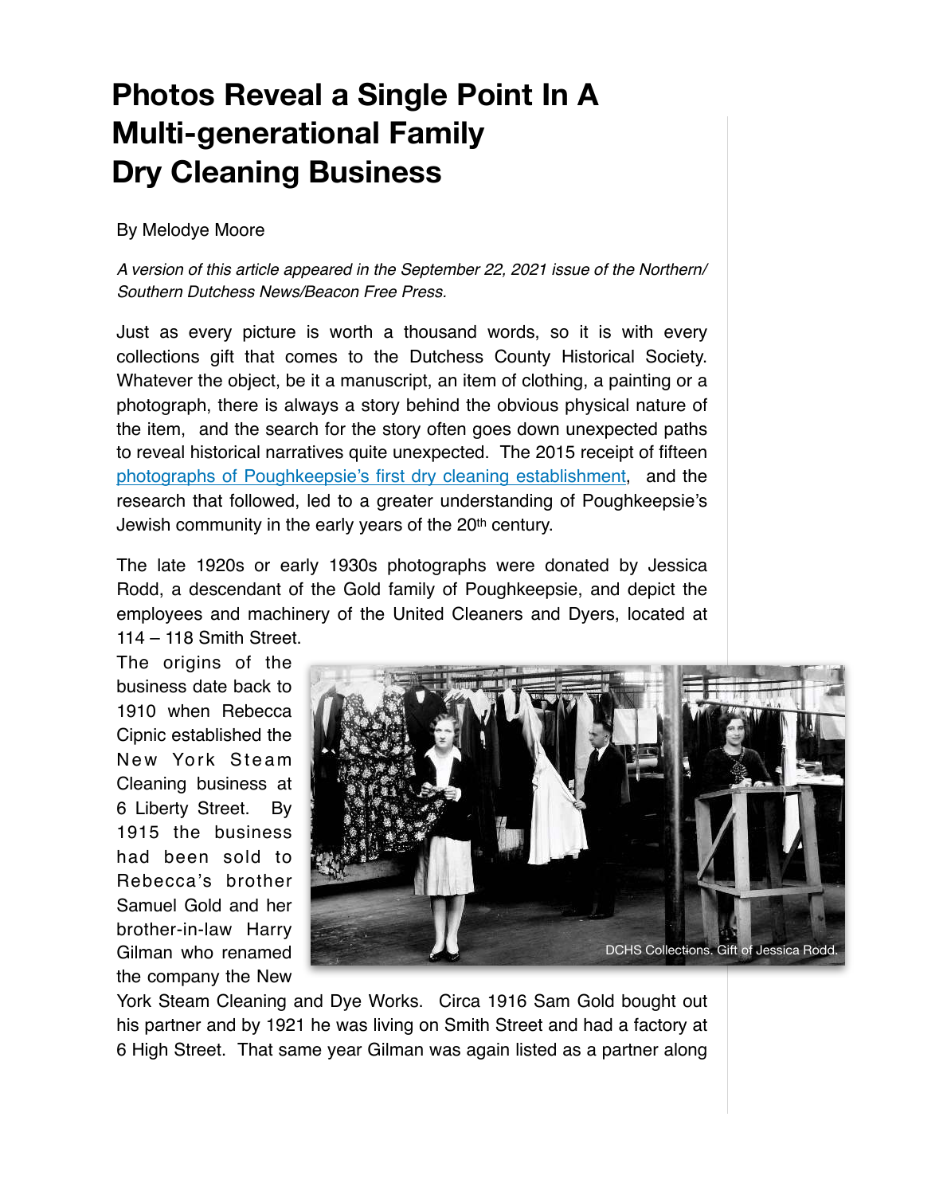# Photos Reveal a Single Point In A Multi-generational Family Dry Cleaning Business

By Melodye Moore

*A version of this article appeared in the September 22, 2021 issue of the Northern/ Southern Dutchess News/Beacon Free Press.*

Just as every picture is worth a thousand words, so it is with every collections gift that comes to the Dutchess County Historical Society. Whatever the object, be it a manuscript, an item of clothing, a painting or a photograph, there is always a story behind the obvious physical nature of the item, and the search for the story often goes down unexpected paths to reveal historical narratives quite unexpected. The 2015 receipt of fifteen photographs of Poughkeepsie's first dry cleaning establishment, and the research that followed, led to a greater understanding of Poughkeepsie's Jewish community in the early years of the 20th century.

The late 1920s or early 1930s photographs were donated by Jessica Rodd, a descendant of the Gold family of Poughkeepsie, and depict the employees and machinery of the United Cleaners and Dyers, located at 114 – 118 Smith Street.

DCHS Collections. Gift of Jessica Rodd.

The origins of the business date back to 1910 when Rebecca Cipnic established the New York Steam Cleaning business at 6 Liberty Street. By 1915 the business had been sold to Rebecca's brother Samuel Gold and her brother-in-law Harry Gilman who renamed the company the New York Steam Cleaning and Dye Works. Circa 1916 Sam Gold bought out his partner and by 1921 he was living on Smith Street and had a factory at 6 High Street. That same year Gilman was again listed as a partner along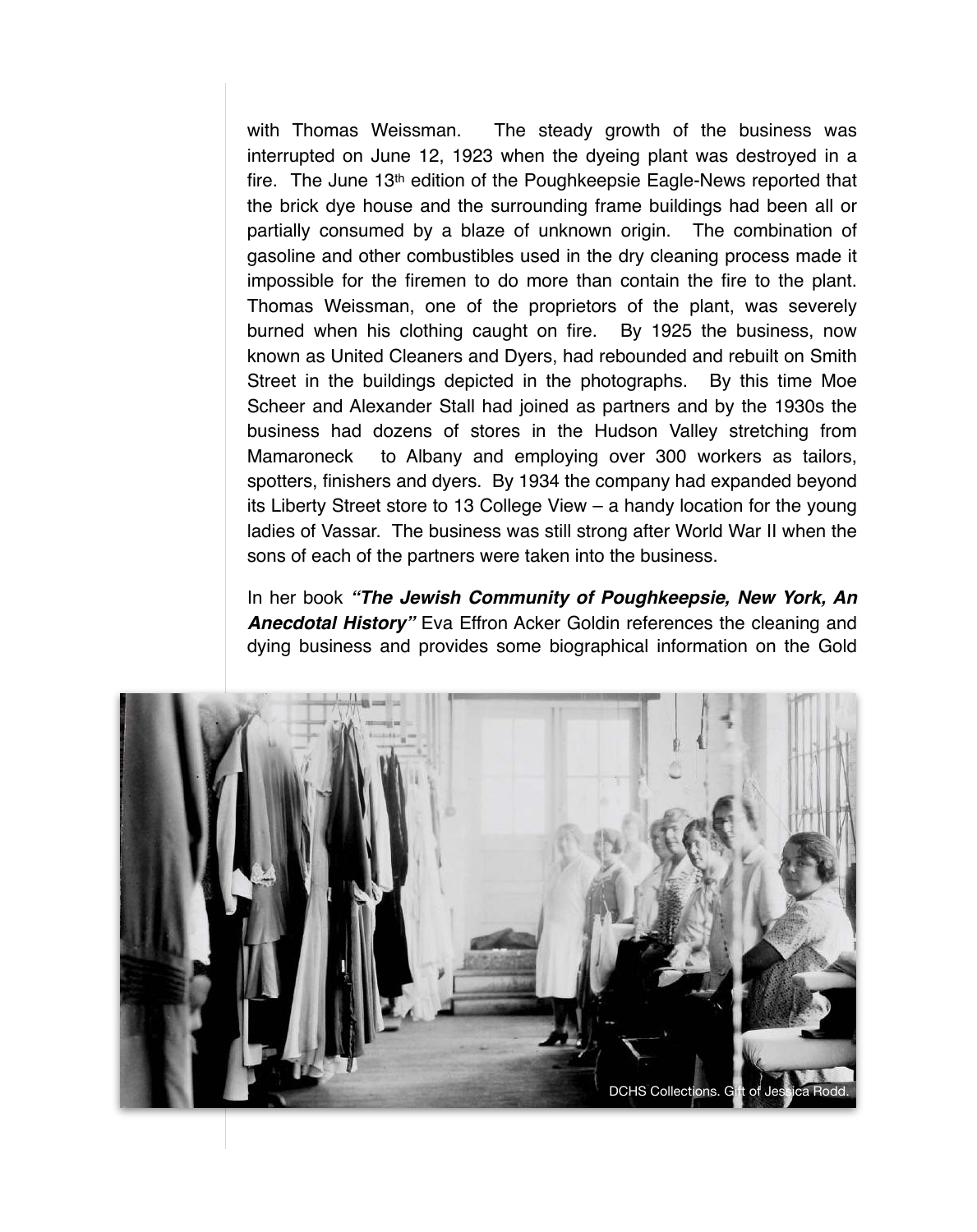with Thomas Weissman. The steady growth of the business was interrupted on June 12, 1923 when the dyeing plant was destroyed in a fire. The June 13th edition of the Poughkeepsie Eagle-News reported that the brick dye house and the surrounding frame buildings had been all or partially consumed by a blaze of unknown origin. The combination of gasoline and other combustibles used in the dry cleaning process made it impossible for the firemen to do more than contain the fire to the plant. Thomas Weissman, one of the proprietors of the plant, was severely burned when his clothing caught on fire. By 1925 the business, now known as United Cleaners and Dyers, had rebounded and rebuilt on Smith Street in the buildings depicted in the photographs. By this time Moe Scheer and Alexander Stall had joined as partners and by the 1930s the business had dozens of stores in the Hudson Valley stretching from Mamaroneck to Albany and employing over 300 workers as tailors, spotters, finishers and dyers. By 1934 the company had expanded beyond its Liberty Street store to 13 College View – a handy location for the young ladies of Vassar. The business was still strong after World War II when the sons of each of the partners were taken into the business.

In her book ***"The Jewish Community of Poughkeepsie, New York, An Anecdotal History"*** Eva Effron Acker Goldin references the cleaning and dying business and provides some biographical information on the Gold

DCHS Collections. Gift of Jessica Rodd.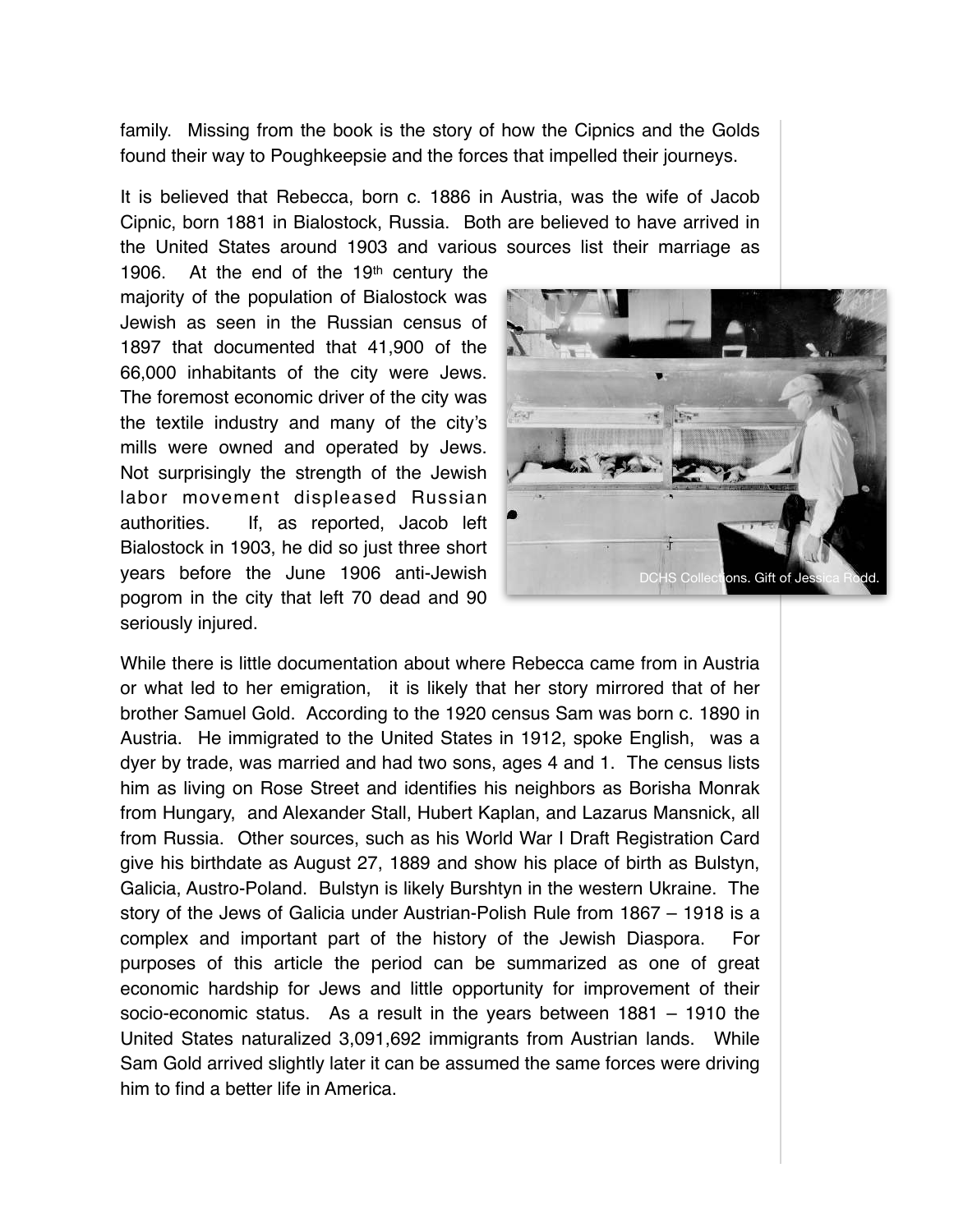family. Missing from the book is the story of how the Cipnics and the Golds found their way to Poughkeepsie and the forces that impelled their journeys.

It is believed that Rebecca, born c. 1886 in Austria, was the wife of Jacob Cipnic, born 1881 in Bialostock, Russia. Both are believed to have arrived in the United States around 1903 and various sources list their marriage as 1906. At the end of the 19th century the majority of the population of Bialostock was Jewish as seen in the Russian census of 1897 that documented that 41,900 of the 66,000 inhabitants of the city were Jews. The foremost economic driver of the city was the textile industry and many of the city's mills were owned and operated by Jews. Not surprisingly the strength of the Jewish labor movement displeased Russian authorities. If, as reported, Jacob left Bialostock in 1903, he did so just three short years before the June 1906 anti-Jewish pogrom in the city that left 70 dead and 90 seriously injured.

DCHS Collections. Gift of Jessica Rodd.

While there is little documentation about where Rebecca came from in Austria or what led to her emigration, it is likely that her story mirrored that of her brother Samuel Gold. According to the 1920 census Sam was born c. 1890 in Austria. He immigrated to the United States in 1912, spoke English, was a dyer by trade, was married and had two sons, ages 4 and 1. The census lists him as living on Rose Street and identifies his neighbors as Borisha Monrak from Hungary, and Alexander Stall, Hubert Kaplan, and Lazarus Mansnick, all from Russia. Other sources, such as his World War I Draft Registration Card give his birthdate as August 27, 1889 and show his place of birth as Bulstyn, Galicia, Austro-Poland. Bulstyn is likely Burshtyn in the western Ukraine. The story of the Jews of Galicia under Austrian-Polish Rule from 1867 – 1918 is a complex and important part of the history of the Jewish Diaspora. For purposes of this article the period can be summarized as one of great economic hardship for Jews and little opportunity for improvement of their socio-economic status. As a result in the years between 1881 – 1910 the United States naturalized 3,091,692 immigrants from Austrian lands. While Sam Gold arrived slightly later it can be assumed the same forces were driving him to find a better life in America.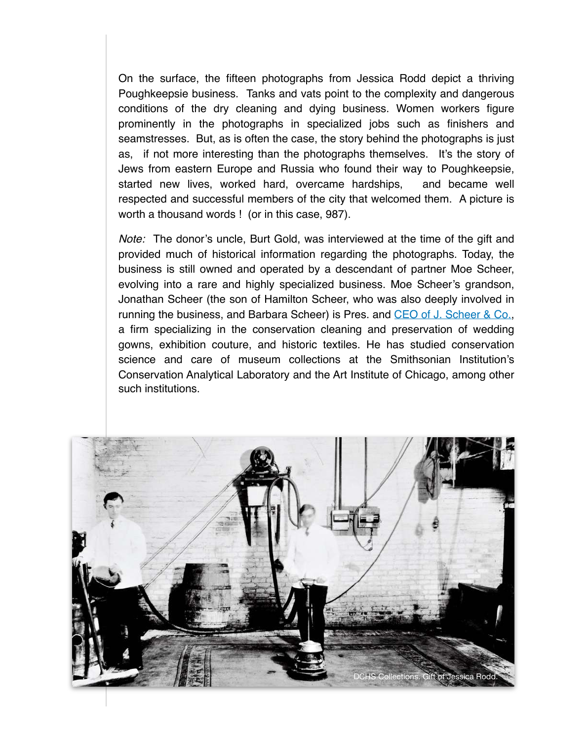On the surface, the fifteen photographs from Jessica Rodd depict a thriving Poughkeepsie business. Tanks and vats point to the complexity and dangerous conditions of the dry cleaning and dying business. Women workers figure prominently in the photographs in specialized jobs such as finishers and seamstresses. But, as is often the case, the story behind the photographs is just as, if not more interesting than the photographs themselves. It's the story of Jews from eastern Europe and Russia who found their way to Poughkeepsie, started new lives, worked hard, overcame hardships, and became well respected and successful members of the city that welcomed them. A picture is worth a thousand words ! (or in this case, 987).

*Note:* The donor's uncle, Burt Gold, was interviewed at the time of the gift and provided much of historical information regarding the photographs. Today, the business is still owned and operated by a descendant of partner Moe Scheer, evolving into a rare and highly specialized business. Moe Scheer's grandson, Jonathan Scheer (the son of Hamilton Scheer, who was also deeply involved in running the business, and Barbara Scheer) is Pres. and CEO of J. Scheer & Co., a firm specializing in the conservation cleaning and preservation of wedding gowns, exhibition couture, and historic textiles. He has studied conservation science and care of museum collections at the Smithsonian Institution's Conservation Analytical Laboratory and the Art Institute of Chicago, among other such institutions.

DCHS Collections. Gift of Jessica Rodd.